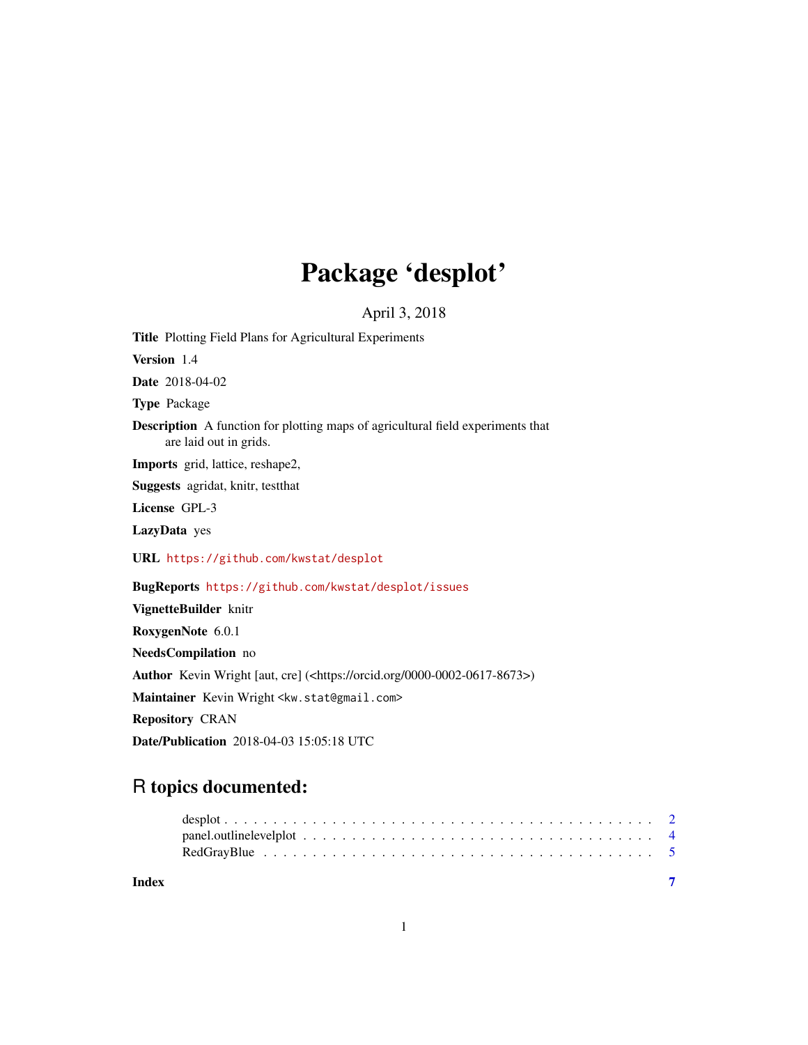# Package 'desplot'

April 3, 2018

**Title** Plotting Field Plans for Agricultural Experiments

**Version** 1.4

**Date** 2018-04-02

**Type** Package

**Description** A function for plotting maps of agricultural field experiments that are laid out in grids.

**Imports** grid, lattice, reshape2,

**Suggests** agridat, knitr, testthat

**License** GPL-3

**LazyData** yes

**URL** https://github.com/kwstat/desplot

**BugReports** https://github.com/kwstat/desplot/issues

**VignetteBuilder** knitr

**RoxygenNote** 6.0.1

**NeedsCompilation** no

**Author** Kevin Wright [aut, cre] (<https://orcid.org/0000-0002-0617-8673>)

**Maintainer** Kevin Wright <kw.stat@gmail.com>

**Repository** CRAN

**Date/Publication** 2018-04-03 15:05:18 UTC

## R topics documented:

- desplot . . . . . . . . . . . . . . . . . . . . . . . . . . . . . . . . . . . . . . . . . . . 2
- panel.outlinelevelplot . . . . . . . . . . . . . . . . . . . . . . . . . . . . . . . . . . . 4
- RedGrayBlue . . . . . . . . . . . . . . . . . . . . . . . . . . . . . . . . . . . . . . . . 5

**Index** **7**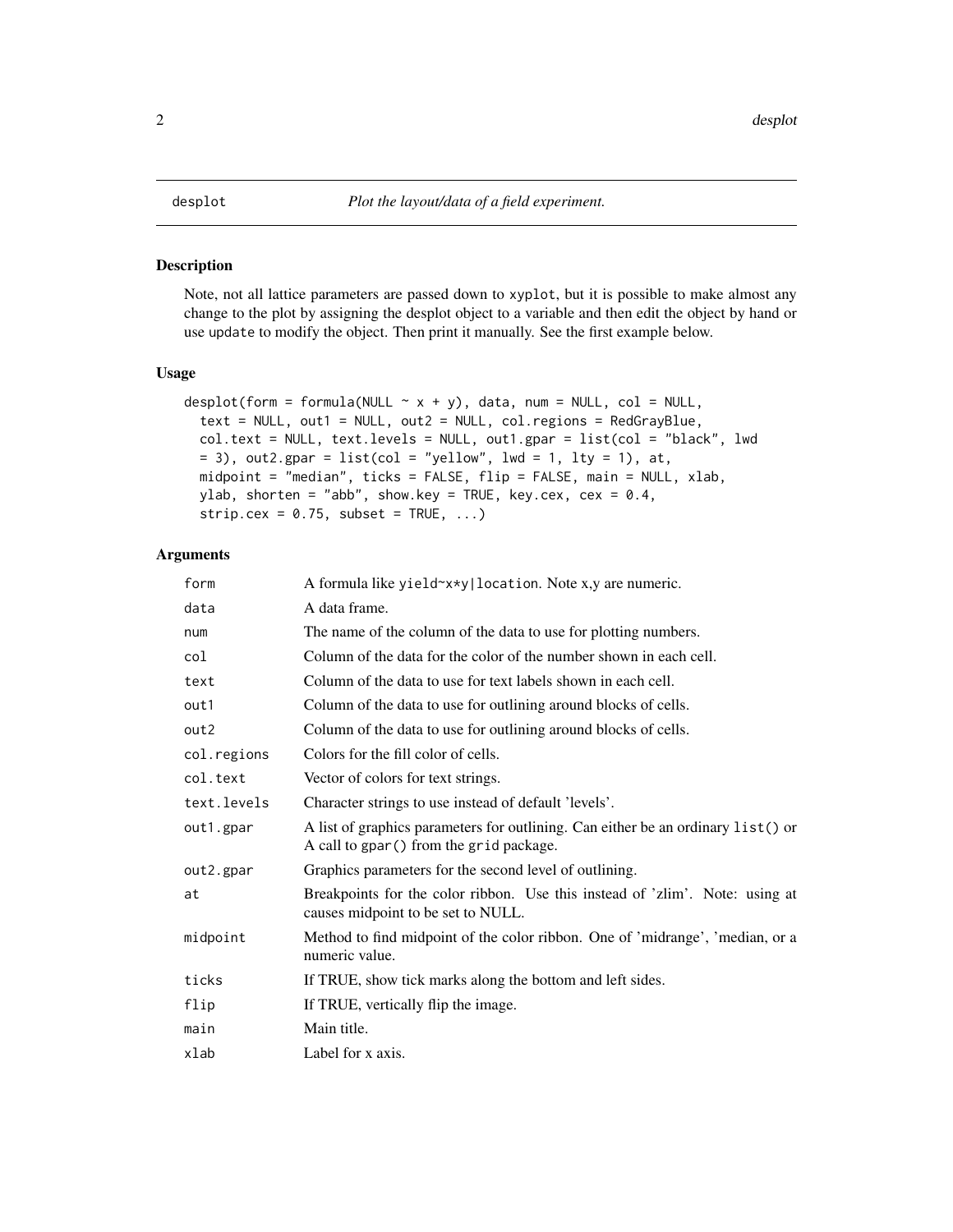desplot — *Plot the layout/data of a field experiment.*

## Description

Note, not all lattice parameters are passed down to `xyplot`, but it is possible to make almost any change to the plot by assigning the desplot object to a variable and then edit the object by hand or use `update` to modify the object. Then print it manually. See the first example below.

## Usage

```
desplot(form = formula(NULL ~ x + y), data, num = NULL, col = NULL,
  text = NULL, out1 = NULL, out2 = NULL, col.regions = RedGrayBlue,
  col.text = NULL, text.levels = NULL, out1.gpar = list(col = "black", lwd
  = 3), out2.gpar = list(col = "yellow", lwd = 1, lty = 1), at,
  midpoint = "median", ticks = FALSE, flip = FALSE, main = NULL, xlab,
  ylab, shorten = "abb", show.key = TRUE, key.cex, cex = 0.4,
  strip.cex = 0.75, subset = TRUE, ...)
```

## Arguments

| | |
|---|---|
| form | A formula like `yield~x*y|location`. Note x,y are numeric. |
| data | A data frame. |
| num | The name of the column of the data to use for plotting numbers. |
| col | Column of the data for the color of the number shown in each cell. |
| text | Column of the data to use for text labels shown in each cell. |
| out1 | Column of the data to use for outlining around blocks of cells. |
| out2 | Column of the data to use for outlining around blocks of cells. |
| col.regions | Colors for the fill color of cells. |
| col.text | Vector of colors for text strings. |
| text.levels | Character strings to use instead of default 'levels'. |
| out1.gpar | A list of graphics parameters for outlining. Can either be an ordinary `list()` or A call to `gpar()` from the `grid` package. |
| out2.gpar | Graphics parameters for the second level of outlining. |
| at | Breakpoints for the color ribbon. Use this instead of 'zlim'. Note: using at causes midpoint to be set to NULL. |
| midpoint | Method to find midpoint of the color ribbon. One of 'midrange', 'median, or a numeric value. |
| ticks | If TRUE, show tick marks along the bottom and left sides. |
| flip | If TRUE, vertically flip the image. |
| main | Main title. |
| xlab | Label for x axis. |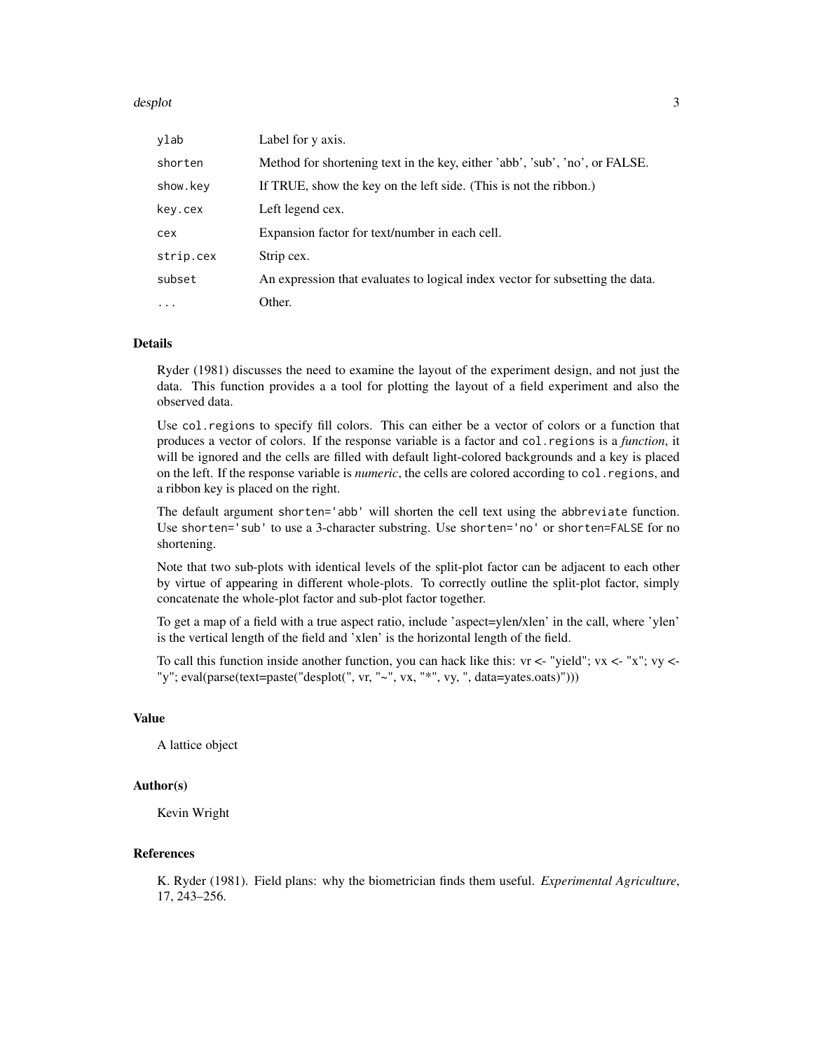| | |
|---|---|
| ylab | Label for y axis. |
| shorten | Method for shortening text in the key, either 'abb', 'sub', 'no', or FALSE. |
| show.key | If TRUE, show the key on the left side. (This is not the ribbon.) |
| key.cex | Left legend cex. |
| cex | Expansion factor for text/number in each cell. |
| strip.cex | Strip cex. |
| subset | An expression that evaluates to logical index vector for subsetting the data. |
| ... | Other. |

## Details

Ryder (1981) discusses the need to examine the layout of the experiment design, and not just the data. This function provides a a tool for plotting the layout of a field experiment and also the observed data.

Use `col.regions` to specify fill colors. This can either be a vector of colors or a function that produces a vector of colors. If the response variable is a factor and `col.regions` is a *function*, it will be ignored and the cells are filled with default light-colored backgrounds and a key is placed on the left. If the response variable is *numeric*, the cells are colored according to `col.regions`, and a ribbon key is placed on the right.

The default argument `shorten='abb'` will shorten the cell text using the `abbreviate` function. Use `shorten='sub'` to use a 3-character substring. Use `shorten='no'` or `shorten=FALSE` for no shortening.

Note that two sub-plots with identical levels of the split-plot factor can be adjacent to each other by virtue of appearing in different whole-plots. To correctly outline the split-plot factor, simply concatenate the whole-plot factor and sub-plot factor together.

To get a map of a field with a true aspect ratio, include 'aspect=ylen/xlen' in the call, where 'ylen' is the vertical length of the field and 'xlen' is the horizontal length of the field.

To call this function inside another function, you can hack like this: vr <- "yield"; vx <- "x"; vy <- "y"; eval(parse(text=paste("desplot(", vr, "~", vx, "*", vy, ", data=yates.oats)")))

## Value

A lattice object

## Author(s)

Kevin Wright

## References

K. Ryder (1981). Field plans: why the biometrician finds them useful. *Experimental Agriculture*, 17, 243–256.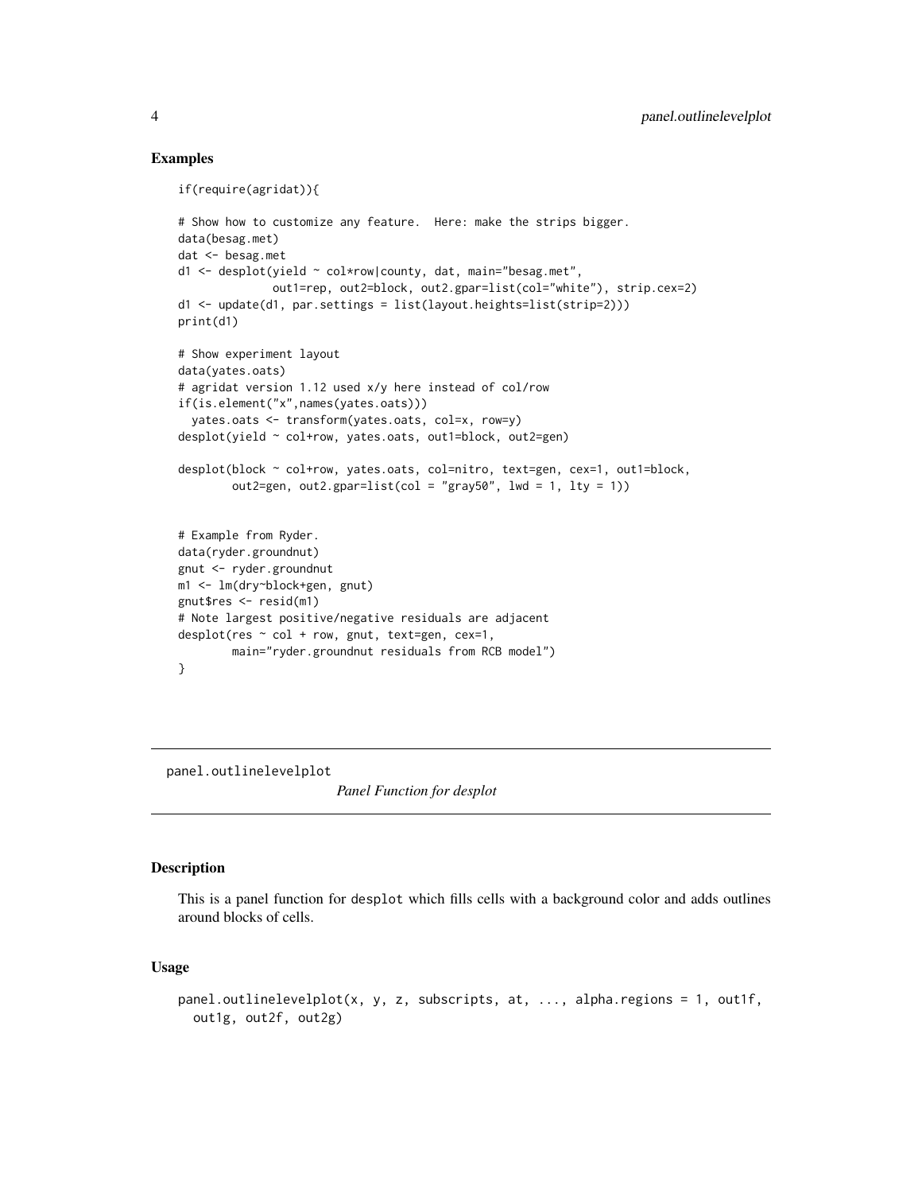## Examples

```
if(require(agridat)){

# Show how to customize any feature.  Here: make the strips bigger.
data(besag.met)
dat <- besag.met
d1 <- desplot(yield ~ col*row|county, dat, main="besag.met",
              out1=rep, out2=block, out2.gpar=list(col="white"), strip.cex=2)
d1 <- update(d1, par.settings = list(layout.heights=list(strip=2)))
print(d1)

# Show experiment layout
data(yates.oats)
# agridat version 1.12 used x/y here instead of col/row
if(is.element("x",names(yates.oats)))
  yates.oats <- transform(yates.oats, col=x, row=y)
desplot(yield ~ col+row, yates.oats, out1=block, out2=gen)

desplot(block ~ col+row, yates.oats, col=nitro, text=gen, cex=1, out1=block,
        out2=gen, out2.gpar=list(col = "gray50", lwd = 1, lty = 1))


# Example from Ryder.
data(ryder.groundnut)
gnut <- ryder.groundnut
m1 <- lm(dry~block+gen, gnut)
gnut$res <- resid(m1)
# Note largest positive/negative residuals are adjacent
desplot(res ~ col + row, gnut, text=gen, cex=1,
        main="ryder.groundnut residuals from RCB model")
}
```

---

# panel.outlinelevelplot

*Panel Function for desplot*

---

## Description

This is a panel function for `desplot` which fills cells with a background color and adds outlines around blocks of cells.

## Usage

```
panel.outlinelevelplot(x, y, z, subscripts, at, ..., alpha.regions = 1, out1f,
  out1g, out2f, out2g)
```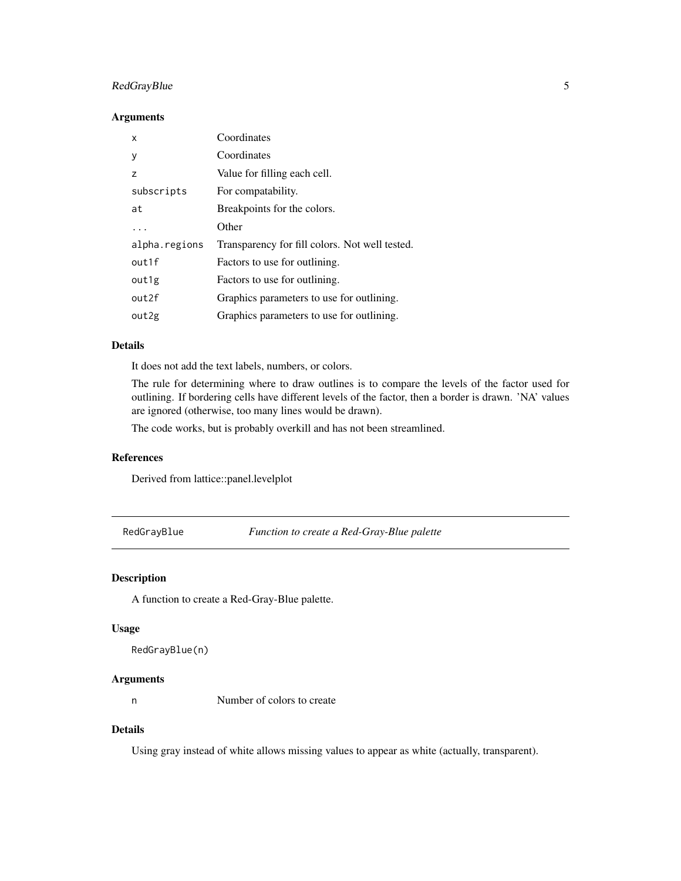### Arguments

| | |
|---|---|
| `x` | Coordinates |
| `y` | Coordinates |
| `z` | Value for filling each cell. |
| `subscripts` | For compatability. |
| `at` | Breakpoints for the colors. |
| `...` | Other |
| `alpha.regions` | Transparency for fill colors. Not well tested. |
| `out1f` | Factors to use for outlining. |
| `out1g` | Factors to use for outlining. |
| `out2f` | Graphics parameters to use for outlining. |
| `out2g` | Graphics parameters to use for outlining. |

### Details

It does not add the text labels, numbers, or colors.

The rule for determining where to draw outlines is to compare the levels of the factor used for outlining. If bordering cells have different levels of the factor, then a border is drawn. 'NA' values are ignored (otherwise, too many lines would be drawn).

The code works, but is probably overkill and has not been streamlined.

### References

Derived from lattice::panel.levelplot

---

## `RedGrayBlue` *Function to create a Red-Gray-Blue palette*

---

### Description

A function to create a Red-Gray-Blue palette.

### Usage

```
RedGrayBlue(n)
```

### Arguments

| | |
|---|---|
| `n` | Number of colors to create |

### Details

Using gray instead of white allows missing values to appear as white (actually, transparent).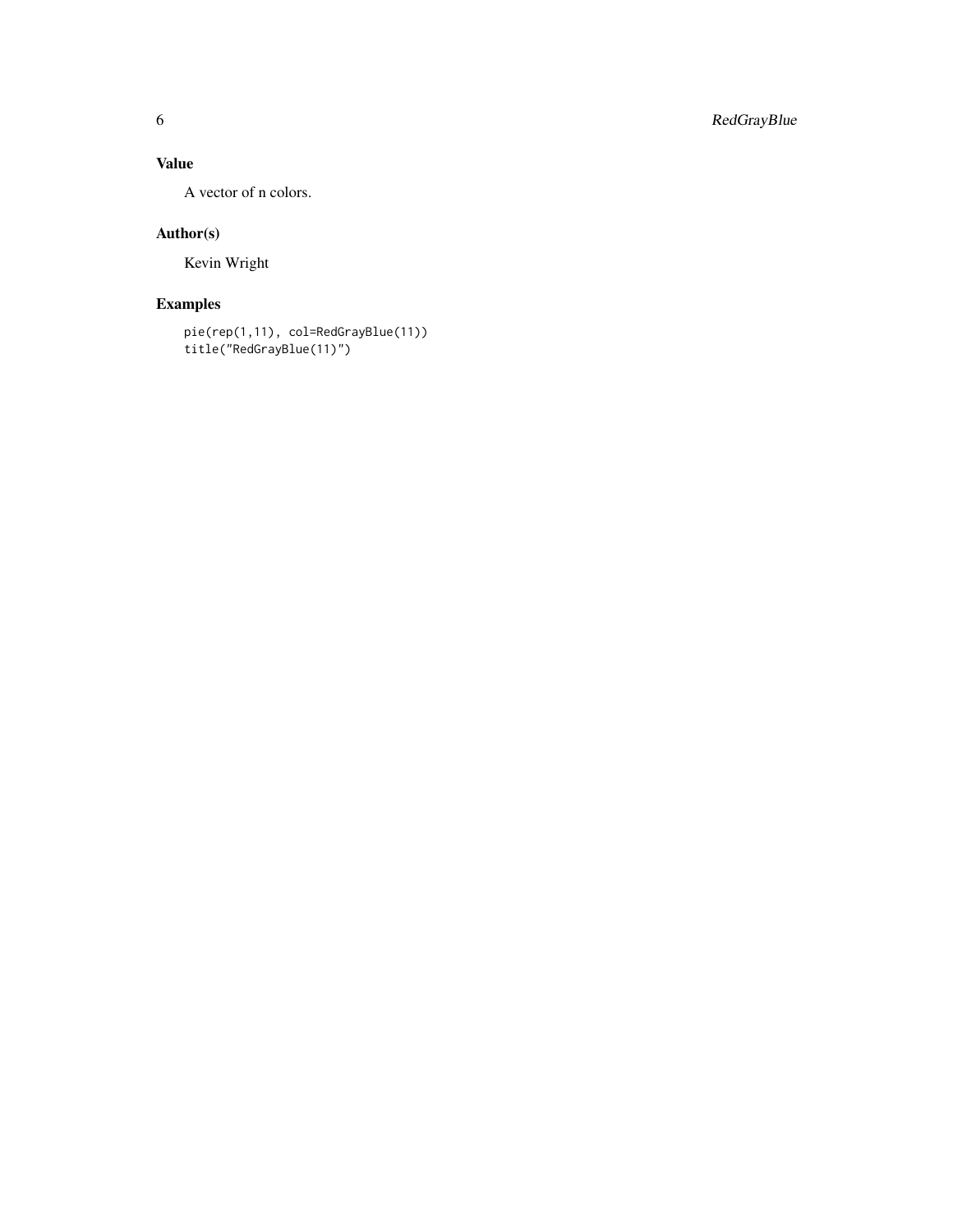## Value

A vector of n colors.

## Author(s)

Kevin Wright

## Examples

```
pie(rep(1,11), col=RedGrayBlue(11))
title("RedGrayBlue(11)")
```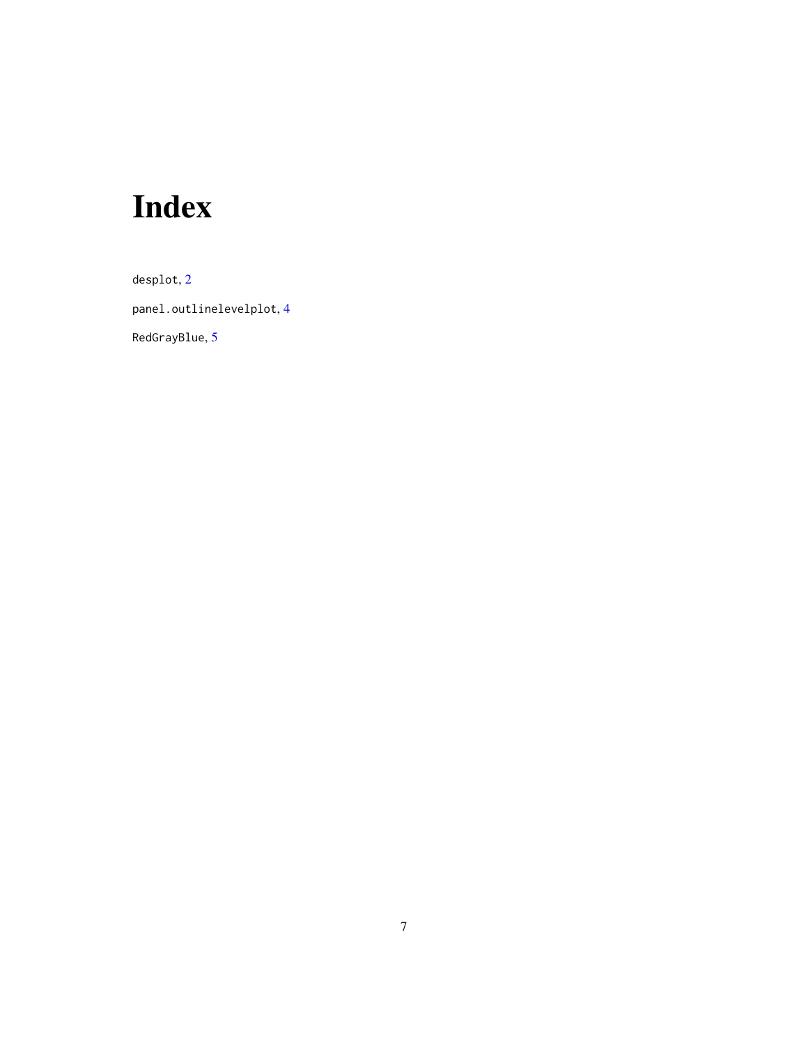# Index

desplot, 2

panel.outlinelevelplot, 4

RedGrayBlue, 5